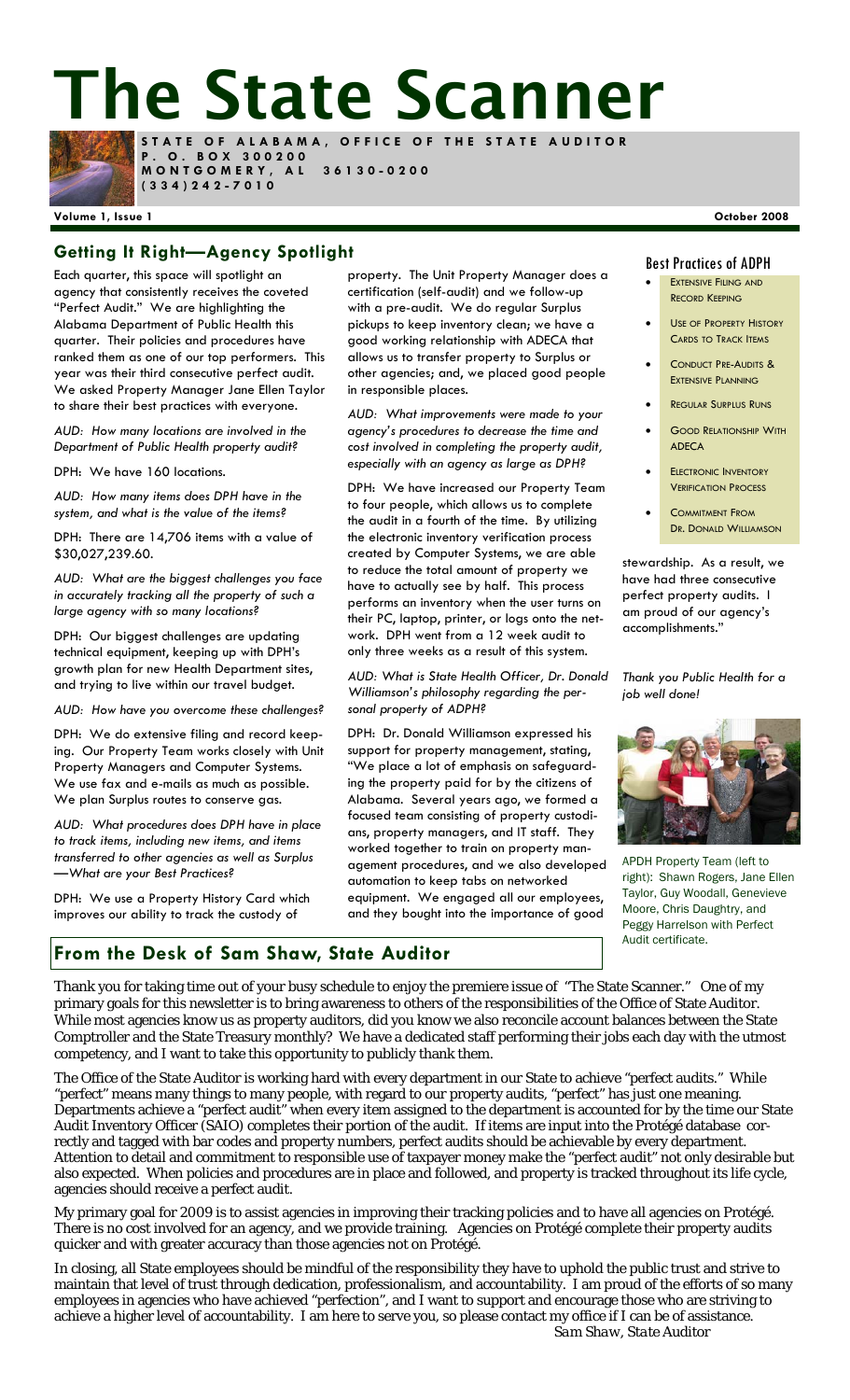# The State Scanner

**STATE OF ALABAMA, OFFICE OF THE STATE AUDITOR**
**P. O. BOX 300200**
**MONTGOMERY, AL 36130-0200**
**(334)242-7010**

**Volume 1, Issue 1** **October 2008**

## Getting It Right—Agency Spotlight

Each quarter, this space will spotlight an agency that consistently receives the coveted "Perfect Audit." We are highlighting the Alabama Department of Public Health this quarter. Their policies and procedures have ranked them as one of our top performers. This year was their third consecutive perfect audit. We asked Property Manager Jane Ellen Taylor to share their best practices with everyone.

*AUD: How many locations are involved in the Department of Public Health property audit?*

DPH: We have 160 locations.

*AUD: How many items does DPH have in the system, and what is the value of the items?*

DPH: There are 14,706 items with a value of $30,027,239.60.

*AUD: What are the biggest challenges you face in accurately tracking all the property of such a large agency with so many locations?*

DPH: Our biggest challenges are updating technical equipment, keeping up with DPH's growth plan for new Health Department sites, and trying to live within our travel budget.

*AUD: How have you overcome these challenges?*

DPH: We do extensive filing and record keeping. Our Property Team works closely with Unit Property Managers and Computer Systems. We use fax and e-mails as much as possible. We plan Surplus routes to conserve gas.

*AUD: What procedures does DPH have in place to track items, including new items, and items transferred to other agencies as well as Surplus —What are your Best Practices?*

DPH: We use a Property History Card which improves our ability to track the custody of property. The Unit Property Manager does a certification (self-audit) and we follow-up with a pre-audit. We do regular Surplus pickups to keep inventory clean; we have a good working relationship with ADECA that allows us to transfer property to Surplus or other agencies; and, we placed good people in responsible places.

*AUD: What improvements were made to your agency's procedures to decrease the time and cost involved in completing the property audit, especially with an agency as large as DPH?*

DPH: We have increased our Property Team to four people, which allows us to complete the audit in a fourth of the time. By utilizing the electronic inventory verification process created by Computer Systems, we are able to reduce the total amount of property we have to actually see by half. This process performs an inventory when the user turns on their PC, laptop, printer, or logs onto the network. DPH went from a 12 week audit to only three weeks as a result of this system.

*AUD: What is State Health Officer, Dr. Donald Williamson's philosophy regarding the personal property of ADPH?*

DPH: Dr. Donald Williamson expressed his support for property management, stating, "We place a lot of emphasis on safeguarding the property paid for by the citizens of Alabama. Several years ago, we formed a focused team consisting of property custodians, property managers, and IT staff. They worked together to train on property management procedures, and we also developed automation to keep tabs on networked equipment. We engaged all our employees, and they bought into the importance of good stewardship. As a result, we have had three consecutive perfect property audits. I am proud of our agency's accomplishments."

*Thank you Public Health for a job well done!*

### Best Practices of ADPH

- EXTENSIVE FILING AND RECORD KEEPING
- USE OF PROPERTY HISTORY CARDS TO TRACK ITEMS
- CONDUCT PRE-AUDITS & EXTENSIVE PLANNING
- REGULAR SURPLUS RUNS
- GOOD RELATIONSHIP WITH ADECA
- ELECTRONIC INVENTORY VERIFICATION PROCESS
- COMMITMENT FROM DR. DONALD WILLIAMSON

APDH Property Team (left to right): Shawn Rogers, Jane Ellen Taylor, Guy Woodall, Genevieve Moore, Chris Daughtry, and Peggy Harrelson with Perfect Audit certificate.

## From the Desk of Sam Shaw, State Auditor

Thank you for taking time out of your busy schedule to enjoy the premiere issue of "The State Scanner." One of my primary goals for this newsletter is to bring awareness to others of the responsibilities of the Office of State Auditor. While most agencies know us as property auditors, did you know we also reconcile account balances between the State Comptroller and the State Treasury monthly? We have a dedicated staff performing their jobs each day with the utmost competency, and I want to take this opportunity to publicly thank them.

The Office of the State Auditor is working hard with every department in our State to achieve "perfect audits." While "perfect" means many things to many people, with regard to our property audits, "perfect" has just one meaning. Departments achieve a "perfect audit" when every item assigned to the department is accounted for by the time our State Audit Inventory Officer (SAIO) completes their portion of the audit. If items are input into the Protégé database correctly and tagged with bar codes and property numbers, perfect audits should be achievable by every department. Attention to detail and commitment to responsible use of taxpayer money make the "perfect audit" not only desirable but also expected. When policies and procedures are in place and followed, and property is tracked throughout its life cycle, agencies should receive a perfect audit.

My primary goal for 2009 is to assist agencies in improving their tracking policies and to have all agencies on Protégé. There is no cost involved for an agency, and we provide training. Agencies on Protégé complete their property audits quicker and with greater accuracy than those agencies not on Protégé.

In closing, all State employees should be mindful of the responsibility they have to uphold the public trust and strive to maintain that level of trust through dedication, professionalism, and accountability. I am proud of the efforts of so many employees in agencies who have achieved "perfection", and I want to support and encourage those who are striving to achieve a higher level of accountability. I am here to serve you, so please contact my office if I can be of assistance.

*Sam Shaw, State Auditor*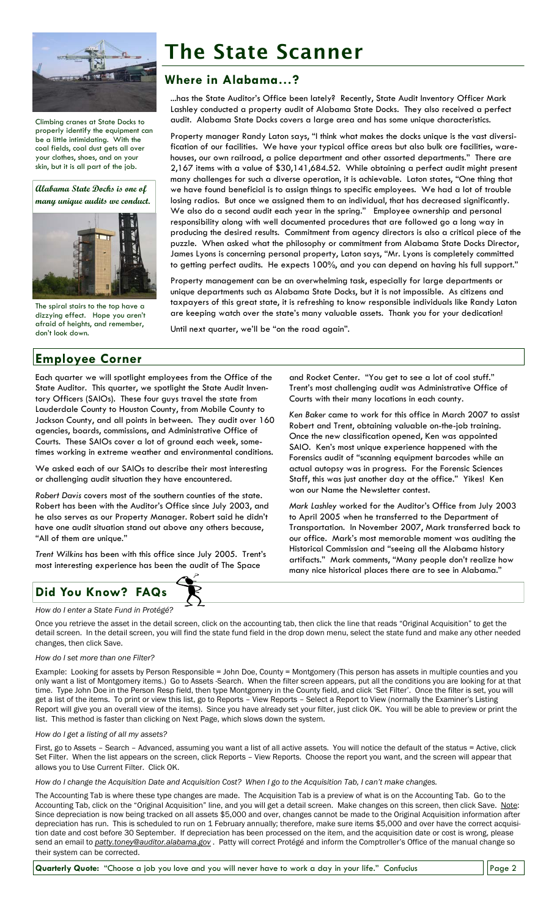# The State Scanner

## Where in Alabama…?

…has the State Auditor's Office been lately? Recently, State Audit Inventory Officer Mark Lashley conducted a property audit of Alabama State Docks. They also received a perfect audit. Alabama State Docks covers a large area and has some unique characteristics.

Property manager Randy Laton says, "I think what makes the docks unique is the vast diversification of our facilities. We have your typical office areas but also bulk ore facilities, warehouses, our own railroad, a police department and other assorted departments." There are 2,167 items with a value of $30,141,684.52. While obtaining a perfect audit might present many challenges for such a diverse operation, it is achievable. Laton states, "One thing that we have found beneficial is to assign things to specific employees. We had a lot of trouble losing radios. But once we assigned them to an individual, that has decreased significantly. We also do a second audit each year in the spring." Employee ownership and personal responsibility along with well documented procedures that are followed go a long way in producing the desired results. Commitment from agency directors is also a critical piece of the puzzle. When asked what the philosophy or commitment from Alabama State Docks Director, James Lyons is concerning personal property, Laton says, "Mr. Lyons is completely committed to getting perfect audits. He expects 100%, and you can depend on having his full support."

Property management can be an overwhelming task, especially for large departments or unique departments such as Alabama State Docks, but it is not impossible. As citizens and taxpayers of this great state, it is refreshing to know responsible individuals like Randy Laton are keeping watch over the state's many valuable assets. Thank you for your dedication!

Until next quarter, we'll be "on the road again".

Climbing cranes at State Docks to properly identify the equipment can be a little intimidating. With the coal fields, coal dust gets all over your clothes, shoes, and on your skin, but it is all part of the job.

**Alabama State Docks is one of many unique audits we conduct.**

The spiral stairs to the top have a dizzying effect. Hope you aren't afraid of heights, and remember, don't look down.

## Employee Corner

Each quarter we will spotlight employees from the Office of the State Auditor. This quarter, we spotlight the State Audit Inventory Officers (SAIOs). These four guys travel the state from Lauderdale County to Houston County, from Mobile County to Jackson County, and all points in between. They audit over 160 agencies, boards, commissions, and Administrative Office of Courts. These SAIOs cover a lot of ground each week, sometimes working in extreme weather and environmental conditions.

We asked each of our SAIOs to describe their most interesting or challenging audit situation they have encountered.

*Robert Davis* covers most of the southern counties of the state. Robert has been with the Auditor's Office since July 2003, and he also serves as our Property Manager. Robert said he didn't have one audit situation stand out above any others because, "All of them are unique."

*Trent Wilkins* has been with this office since July 2005. Trent's most interesting experience has been the audit of The Space and Rocket Center. "You get to see a lot of cool stuff." Trent's most challenging audit was Administrative Office of Courts with their many locations in each county.

*Ken Baker* came to work for this office in March 2007 to assist Robert and Trent, obtaining valuable on-the-job training. Once the new classification opened, Ken was appointed SAIO. Ken's most unique experience happened with the Forensics audit of "scanning equipment barcodes while an actual autopsy was in progress. For the Forensic Sciences Staff, this was just another day at the office." Yikes! Ken won our Name the Newsletter contest.

*Mark Lashley* worked for the Auditor's Office from July 2003 to April 2005 when he transferred to the Department of Transportation. In November 2007, Mark transferred back to our office. Mark's most memorable moment was auditing the Historical Commission and "seeing all the Alabama history artifacts." Mark comments, "Many people don't realize how many nice historical places there are to see in Alabama."

## Did You Know? FAQs

*How do I enter a State Fund in Protégé?*

Once you retrieve the asset in the detail screen, click on the accounting tab, then click the line that reads "Original Acquisition" to get the detail screen. In the detail screen, you will find the state fund field in the drop down menu, select the state fund and make any other needed changes, then click Save.

*How do I set more than one Filter?*

Example: Looking for assets by Person Responsible = John Doe, County = Montgomery (This person has assets in multiple counties and you only want a list of Montgomery items.) Go to Assets -Search. When the filter screen appears, put all the conditions you are looking for at that time. Type John Doe in the Person Resp field, then type Montgomery in the County field, and click 'Set Filter'. Once the filter is set, you will get a list of the items. To print or view this list, go to Reports – View Reports – Select a Report to View (normally the Examiner's Listing Report will give you an overall view of the items). Since you have already set your filter, just click OK. You will be able to preview or print the list. This method is faster than clicking on Next Page, which slows down the system.

*How do I get a listing of all my assets?*

First, go to Assets – Search – Advanced, assuming you want a list of all active assets. You will notice the default of the status = Active, click Set Filter. When the list appears on the screen, click Reports – View Reports. Choose the report you want, and the screen will appear that allows you to Use Current Filter. Click OK.

*How do I change the Acquisition Date and Acquisition Cost? When I go to the Acquisition Tab, I can't make changes.*

The Accounting Tab is where these type changes are made. The Acquisition Tab is a preview of what is on the Accounting Tab. Go to the Accounting Tab, click on the "Original Acquisition" line, and you will get a detail screen. Make changes on this screen, then click Save. Note: Since depreciation is now being tracked on all assets $5,000 and over, changes cannot be made to the Original Acquisition information after depreciation has run. This is scheduled to run on 1 February annually; therefore, make sure items $5,000 and over have the correct acquisition date and cost before 30 September. If depreciation has been processed on the item, and the acquisition date or cost is wrong, please send an email to *patty.toney@auditor.alabama.gov* . Patty will correct Protégé and inform the Comptroller's Office of the manual change so their system can be corrected.

**Quarterly Quote:** "Choose a job you love and you will never have to work a day in your life." Confucius